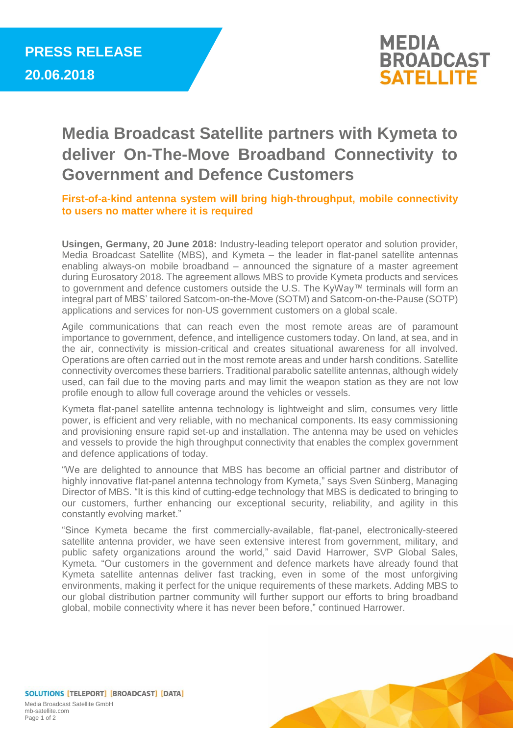**PRESS RELEASE**
**20.06.2018**

# Media Broadcast Satellite partners with Kymeta to deliver On-The-Move Broadband Connectivity to Government and Defence Customers

### First-of-a-kind antenna system will bring high-throughput, mobile connectivity to users no matter where it is required

**Usingen, Germany, 20 June 2018:** Industry-leading teleport operator and solution provider, Media Broadcast Satellite (MBS), and Kymeta – the leader in flat-panel satellite antennas enabling always-on mobile broadband – announced the signature of a master agreement during Eurosatory 2018. The agreement allows MBS to provide Kymeta products and services to government and defence customers outside the U.S. The KyWay™ terminals will form an integral part of MBS' tailored Satcom-on-the-Move (SOTM) and Satcom-on-the-Pause (SOTP) applications and services for non-US government customers on a global scale.

Agile communications that can reach even the most remote areas are of paramount importance to government, defence, and intelligence customers today. On land, at sea, and in the air, connectivity is mission-critical and creates situational awareness for all involved. Operations are often carried out in the most remote areas and under harsh conditions. Satellite connectivity overcomes these barriers. Traditional parabolic satellite antennas, although widely used, can fail due to the moving parts and may limit the weapon station as they are not low profile enough to allow full coverage around the vehicles or vessels.

Kymeta flat-panel satellite antenna technology is lightweight and slim, consumes very little power, is efficient and very reliable, with no mechanical components. Its easy commissioning and provisioning ensure rapid set-up and installation. The antenna may be used on vehicles and vessels to provide the high throughput connectivity that enables the complex government and defence applications of today.

"We are delighted to announce that MBS has become an official partner and distributor of highly innovative flat-panel antenna technology from Kymeta," says Sven Sünberg, Managing Director of MBS. "It is this kind of cutting-edge technology that MBS is dedicated to bringing to our customers, further enhancing our exceptional security, reliability, and agility in this constantly evolving market."

"Since Kymeta became the first commercially-available, flat-panel, electronically-steered satellite antenna provider, we have seen extensive interest from government, military, and public safety organizations around the world," said David Harrower, SVP Global Sales, Kymeta. "Our customers in the government and defence markets have already found that Kymeta satellite antennas deliver fast tracking, even in some of the most unforgiving environments, making it perfect for the unique requirements of these markets. Adding MBS to our global distribution partner community will further support our efforts to bring broadband global, mobile connectivity where it has never been before," continued Harrower.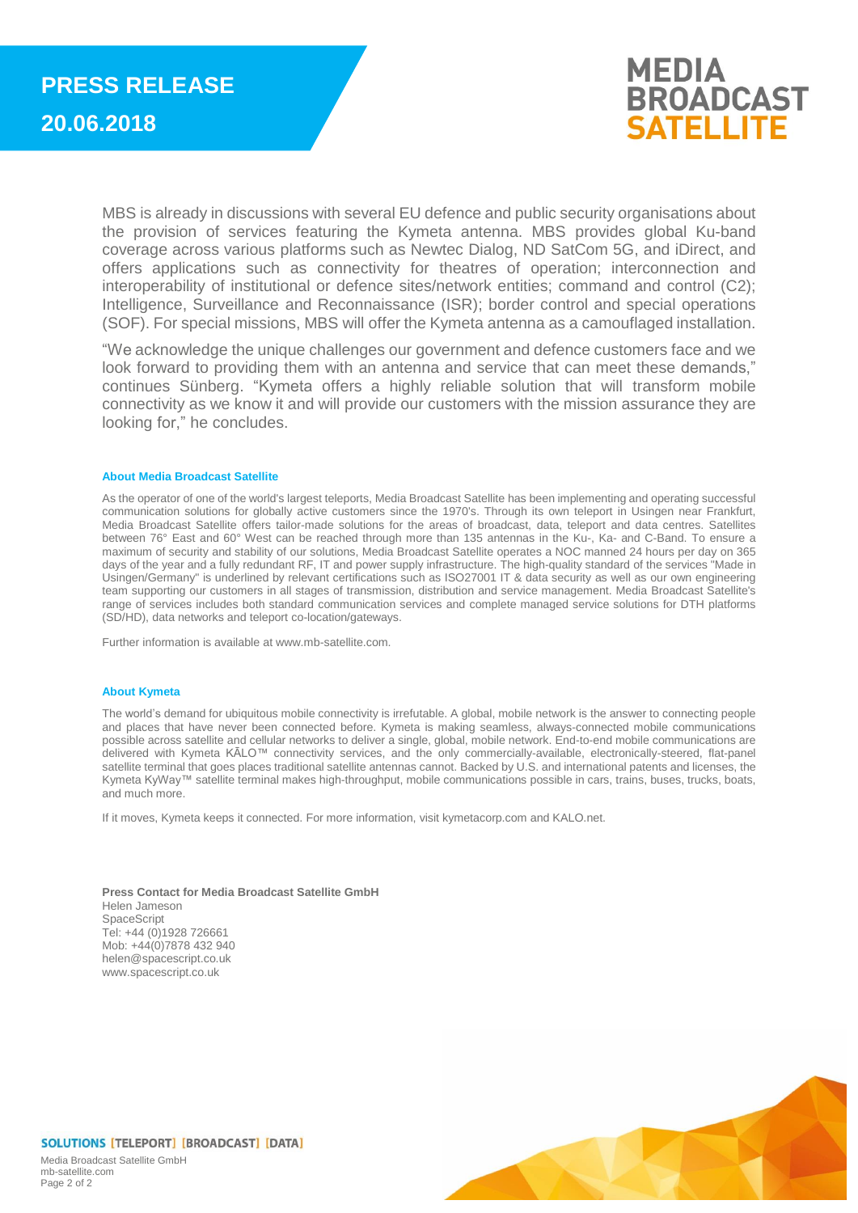MBS is already in discussions with several EU defence and public security organisations about the provision of services featuring the Kymeta antenna. MBS provides global Ku-band coverage across various platforms such as Newtec Dialog, ND SatCom 5G, and iDirect, and offers applications such as connectivity for theatres of operation; interconnection and interoperability of institutional or defence sites/network entities; command and control (C2); Intelligence, Surveillance and Reconnaissance (ISR); border control and special operations (SOF). For special missions, MBS will offer the Kymeta antenna as a camouflaged installation.

"We acknowledge the unique challenges our government and defence customers face and we look forward to providing them with an antenna and service that can meet these demands," continues Sünberg. "Kymeta offers a highly reliable solution that will transform mobile connectivity as we know it and will provide our customers with the mission assurance they are looking for," he concludes.

### About Media Broadcast Satellite

As the operator of one of the world's largest teleports, Media Broadcast Satellite has been implementing and operating successful communication solutions for globally active customers since the 1970's. Through its own teleport in Usingen near Frankfurt, Media Broadcast Satellite offers tailor-made solutions for the areas of broadcast, data, teleport and data centres. Satellites between 76° East and 60° West can be reached through more than 135 antennas in the Ku-, Ka- and C-Band. To ensure a maximum of security and stability of our solutions, Media Broadcast Satellite operates a NOC manned 24 hours per day on 365 days of the year and a fully redundant RF, IT and power supply infrastructure. The high-quality standard of the services "Made in Usingen/Germany" is underlined by relevant certifications such as ISO27001 IT & data security as well as our own engineering team supporting our customers in all stages of transmission, distribution and service management. Media Broadcast Satellite's range of services includes both standard communication services and complete managed service solutions for DTH platforms (SD/HD), data networks and teleport co-location/gateways.

Further information is available at www.mb-satellite.com.

### About Kymeta

The world's demand for ubiquitous mobile connectivity is irrefutable. A global, mobile network is the answer to connecting people and places that have never been connected before. Kymeta is making seamless, always-connected mobile communications possible across satellite and cellular networks to deliver a single, global, mobile network. End-to-end mobile communications are delivered with Kymeta KĀLO™ connectivity services, and the only commercially-available, electronically-steered, flat-panel satellite terminal that goes places traditional satellite antennas cannot. Backed by U.S. and international patents and licenses, the Kymeta KyWay™ satellite terminal makes high-throughput, mobile communications possible in cars, trains, buses, trucks, boats, and much more.

If it moves, Kymeta keeps it connected. For more information, visit kymetacorp.com and KALO.net.

**Press Contact for Media Broadcast Satellite GmbH**
Helen Jameson
SpaceScript
Tel: +44 (0)1928 726661
Mob: +44(0)7878 432 940
helen@spacescript.co.uk
www.spacescript.co.uk